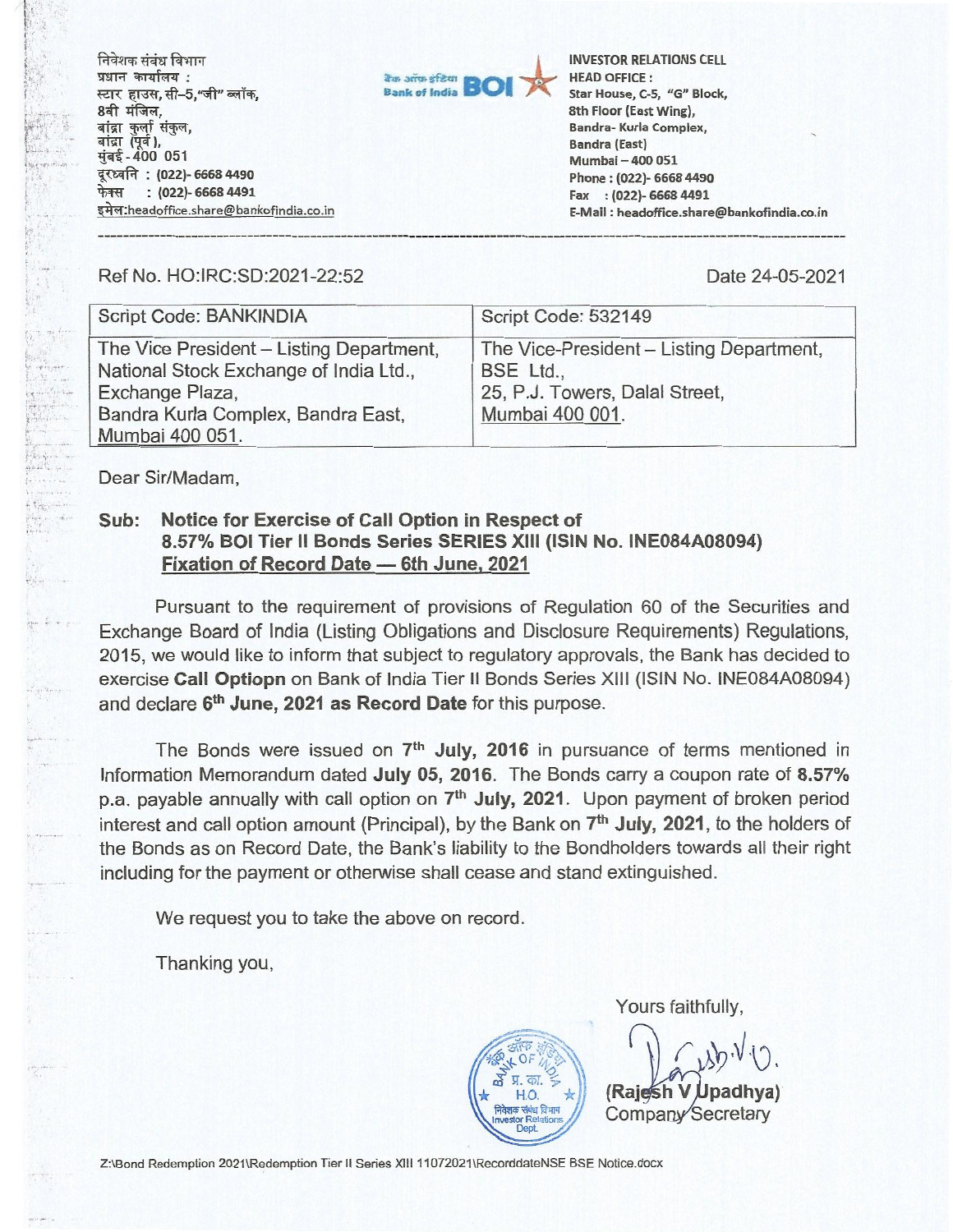निवेशक संबंध विभाग
प्रधान कार्यालय :
स्टार हाउस, सी-5,"जी" ब्लॉक,
8वी मंजिल,
बांद्रा कुर्ला संकुल,
बांद्रा (पूर्व),
मुंबई - 400 051
दूरध्वनि : (022)- 6668 4490
फेक्स : (022)- 6668 4491
इमेल:headoffice.share@bankofindia.co.in

बैंक ऑफ इंडिया Bank of India BOI

INVESTOR RELATIONS CELL
HEAD OFFICE :
Star House, C-5, "G" Block,
8th Floor (East Wing),
Bandra- Kurla Complex,
Bandra (East)
Mumbai – 400 051
Phone : (022)- 6668 4490
Fax : (022)- 6668 4491
E-Mail : headoffice.share@bankofindia.co.in

---

Ref No. HO:IRC:SD:2021-22:52

Date 24-05-2021

| Script Code: BANKINDIA | Script Code: 532149 |
|---|---|
| The Vice President – Listing Department, National Stock Exchange of India Ltd., Exchange Plaza, Bandra Kurla Complex, Bandra East, Mumbai 400 051. | The Vice-President – Listing Department, BSE Ltd., 25, P.J. Towers, Dalal Street, Mumbai 400 001. |

Dear Sir/Madam,

**Sub: Notice for Exercise of Call Option in Respect of 8.57% BOI Tier II Bonds Series SERIES XIII (ISIN No. INE084A08094) <u>Fixation of Record Date — 6th June, 2021</u>**

Pursuant to the requirement of provisions of Regulation 60 of the Securities and Exchange Board of India (Listing Obligations and Disclosure Requirements) Regulations, 2015, we would like to inform that subject to regulatory approvals, the Bank has decided to exercise **Call Optiopn** on Bank of India Tier II Bonds Series XIII (ISIN No. INE084A08094) and declare **6th June, 2021 as Record Date** for this purpose.

The Bonds were issued on **7th July, 2016** in pursuance of terms mentioned in Information Memorandum dated **July 05, 2016**. The Bonds carry a coupon rate of **8.57%** p.a. payable annually with call option on 7th July, 2021. Upon payment of broken period interest and call option amount (Principal), by the Bank on **7th July, 2021**, to the holders of the Bonds as on Record Date, the Bank's liability to the Bondholders towards all their right including for the payment or otherwise shall cease and stand extinguished.

We request you to take the above on record.

Thanking you,

Yours faithfully,

(Rajesh V Upadhya)
Company Secretary

Z:\Bond Redemption 2021\Redemption Tier II Series XIII 11072021\RecorddateNSE BSE Notice.docx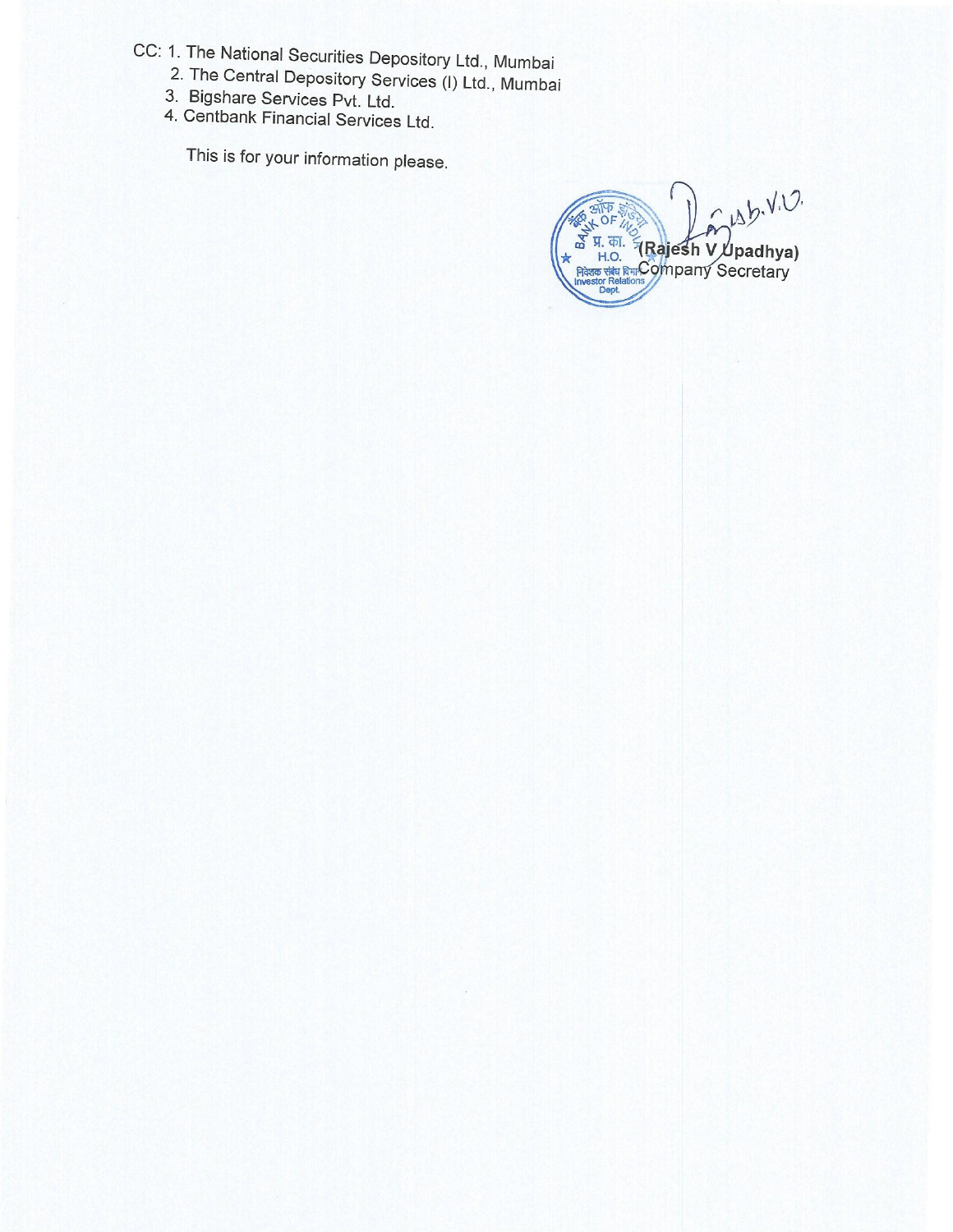CC: 1. The National Securities Depository Ltd., Mumbai
2. The Central Depository Services (I) Ltd., Mumbai
3. Bigshare Services Pvt. Ltd.
4. Centbank Financial Services Ltd.

This is for your information please.

**(Rajesh V Upadhya)**
Company Secretary